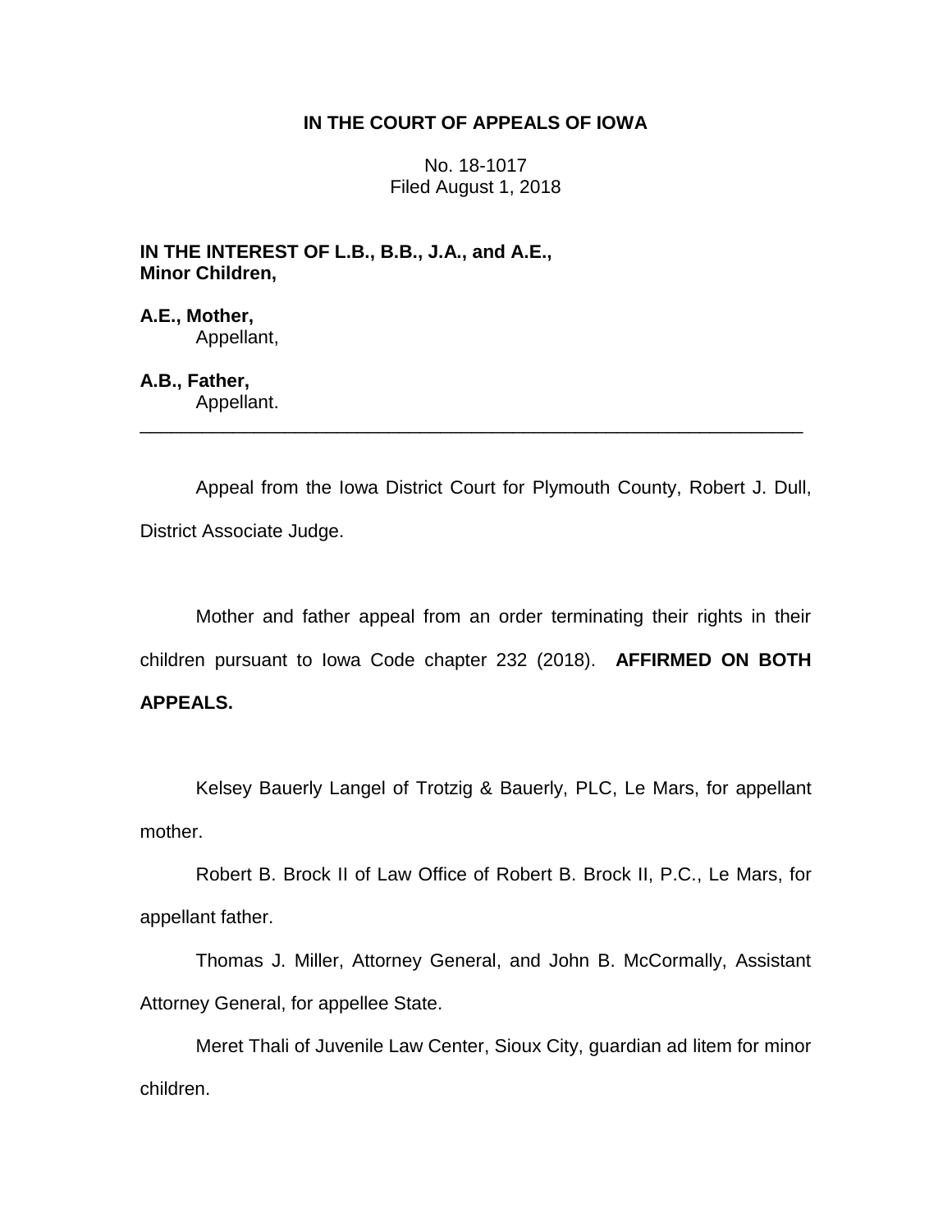**IN THE COURT OF APPEALS OF IOWA**

No. 18-1017
Filed August 1, 2018

**IN THE INTEREST OF L.B., B.B., J.A., and A.E., Minor Children,**

**A.E., Mother,**
Appellant,

**A.B., Father,**
Appellant.

---

Appeal from the Iowa District Court for Plymouth County, Robert J. Dull, District Associate Judge.

Mother and father appeal from an order terminating their rights in their children pursuant to Iowa Code chapter 232 (2018). **AFFIRMED ON BOTH APPEALS.**

Kelsey Bauerly Langel of Trotzig & Bauerly, PLC, Le Mars, for appellant mother.

Robert B. Brock II of Law Office of Robert B. Brock II, P.C., Le Mars, for appellant father.

Thomas J. Miller, Attorney General, and John B. McCormally, Assistant Attorney General, for appellee State.

Meret Thali of Juvenile Law Center, Sioux City, guardian ad litem for minor children.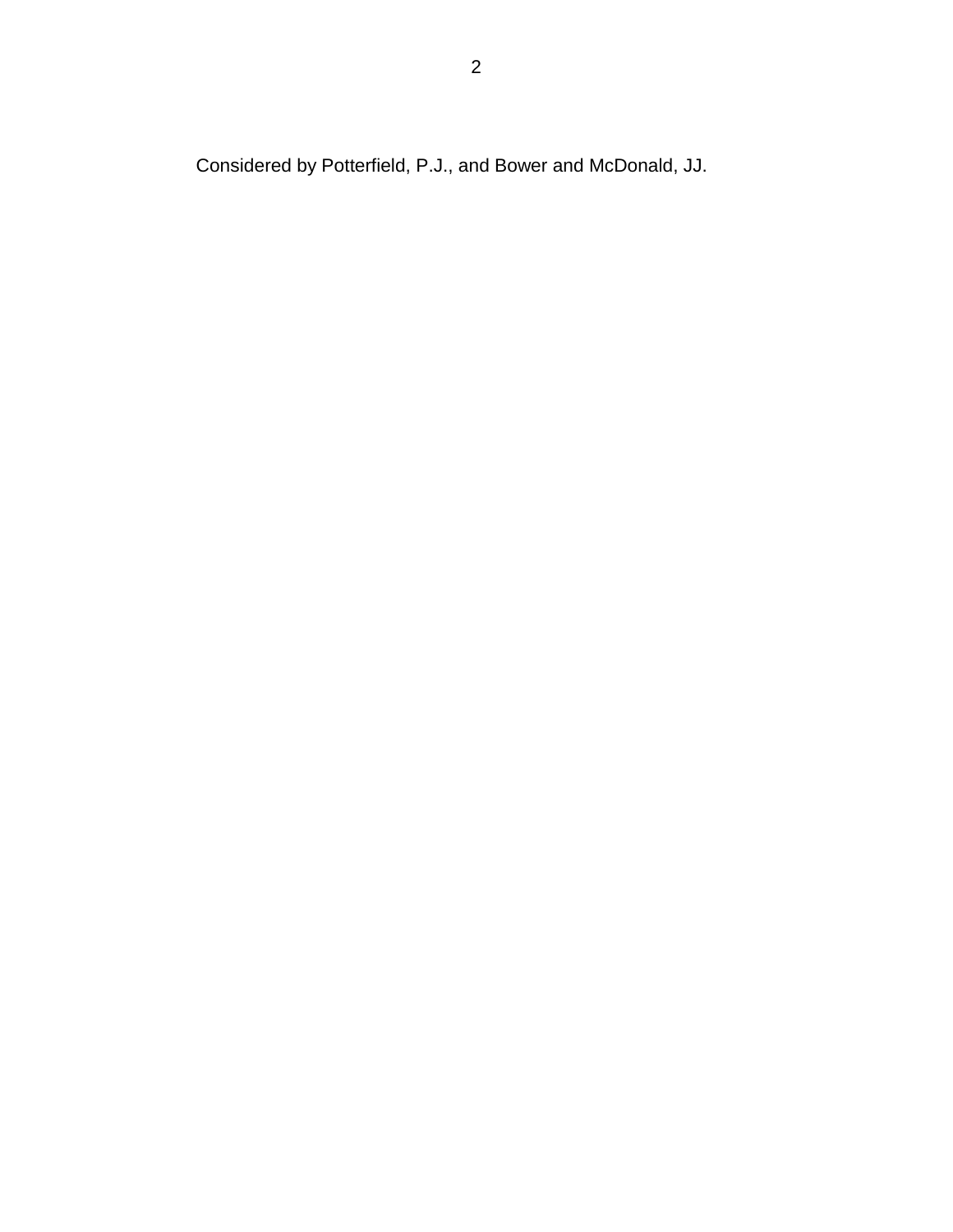Considered by Potterfield, P.J., and Bower and McDonald, JJ.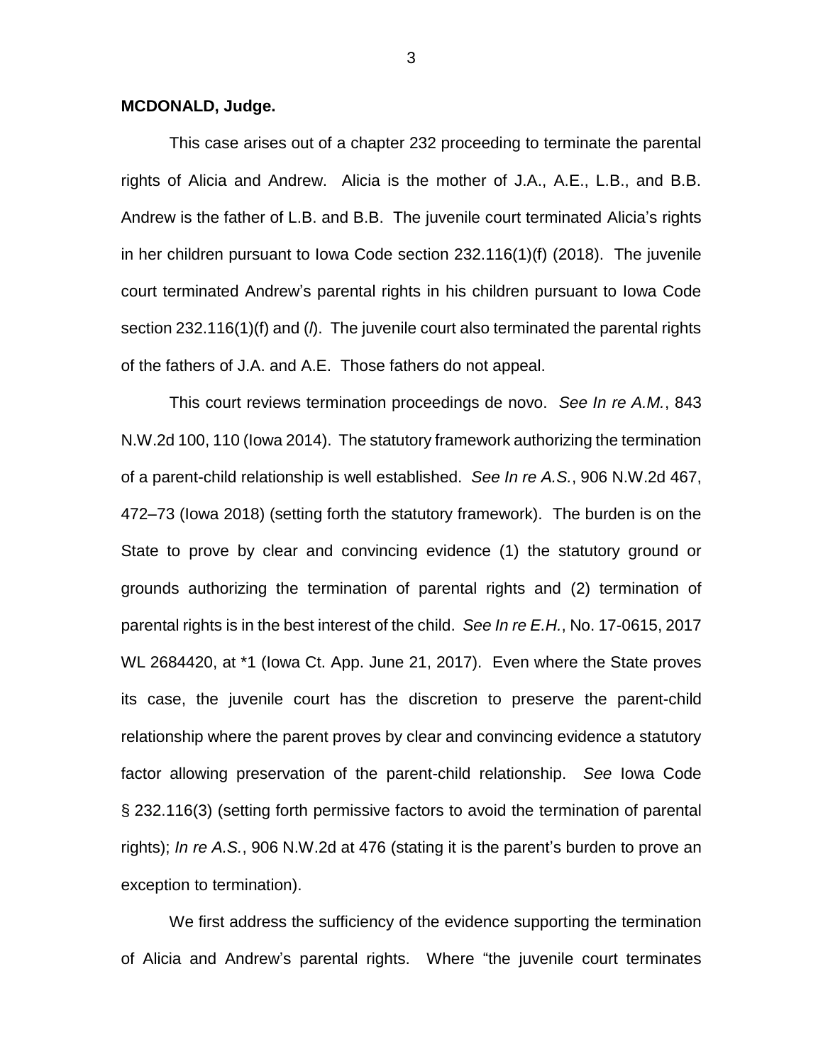**MCDONALD, Judge.**

This case arises out of a chapter 232 proceeding to terminate the parental rights of Alicia and Andrew. Alicia is the mother of J.A., A.E., L.B., and B.B. Andrew is the father of L.B. and B.B. The juvenile court terminated Alicia's rights in her children pursuant to Iowa Code section 232.116(1)(f) (2018). The juvenile court terminated Andrew's parental rights in his children pursuant to Iowa Code section 232.116(1)(f) and (*l*). The juvenile court also terminated the parental rights of the fathers of J.A. and A.E. Those fathers do not appeal.

This court reviews termination proceedings de novo. *See In re A.M.*, 843 N.W.2d 100, 110 (Iowa 2014). The statutory framework authorizing the termination of a parent-child relationship is well established. *See In re A.S.*, 906 N.W.2d 467, 472–73 (Iowa 2018) (setting forth the statutory framework). The burden is on the State to prove by clear and convincing evidence (1) the statutory ground or grounds authorizing the termination of parental rights and (2) termination of parental rights is in the best interest of the child. *See In re E.H.*, No. 17-0615, 2017 WL 2684420, at *1 (Iowa Ct. App. June 21, 2017). Even where the State proves its case, the juvenile court has the discretion to preserve the parent-child relationship where the parent proves by clear and convincing evidence a statutory factor allowing preservation of the parent-child relationship. *See* Iowa Code § 232.116(3) (setting forth permissive factors to avoid the termination of parental rights); *In re A.S.*, 906 N.W.2d at 476 (stating it is the parent's burden to prove an exception to termination).

We first address the sufficiency of the evidence supporting the termination of Alicia and Andrew's parental rights. Where "the juvenile court terminates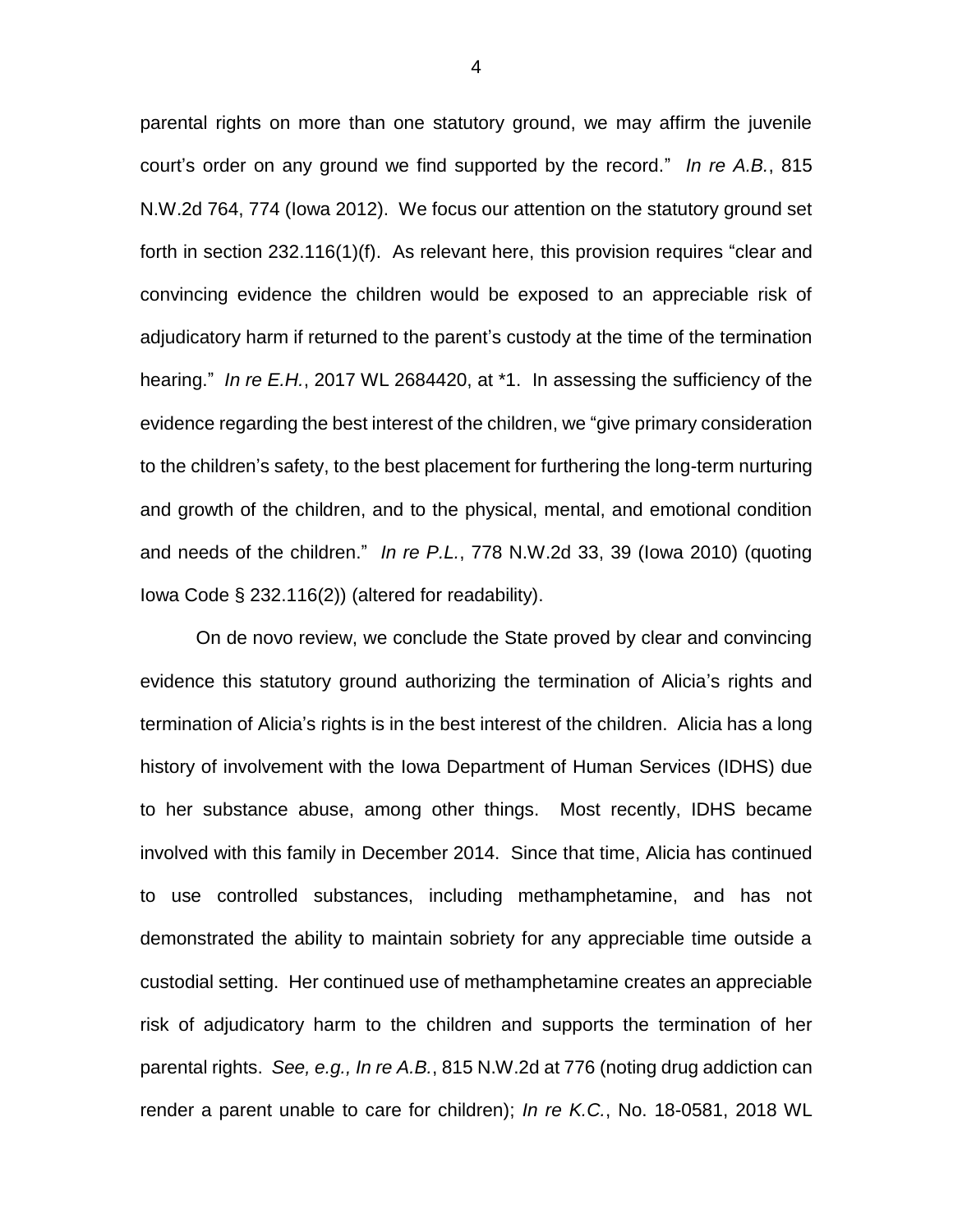parental rights on more than one statutory ground, we may affirm the juvenile court's order on any ground we find supported by the record." *In re A.B.*, 815 N.W.2d 764, 774 (Iowa 2012). We focus our attention on the statutory ground set forth in section 232.116(1)(f). As relevant here, this provision requires "clear and convincing evidence the children would be exposed to an appreciable risk of adjudicatory harm if returned to the parent's custody at the time of the termination hearing." *In re E.H.*, 2017 WL 2684420, at *1. In assessing the sufficiency of the evidence regarding the best interest of the children, we "give primary consideration to the children's safety, to the best placement for furthering the long-term nurturing and growth of the children, and to the physical, mental, and emotional condition and needs of the children." *In re P.L.*, 778 N.W.2d 33, 39 (Iowa 2010) (quoting Iowa Code § 232.116(2)) (altered for readability).

On de novo review, we conclude the State proved by clear and convincing evidence this statutory ground authorizing the termination of Alicia's rights and termination of Alicia's rights is in the best interest of the children. Alicia has a long history of involvement with the Iowa Department of Human Services (IDHS) due to her substance abuse, among other things. Most recently, IDHS became involved with this family in December 2014. Since that time, Alicia has continued to use controlled substances, including methamphetamine, and has not demonstrated the ability to maintain sobriety for any appreciable time outside a custodial setting. Her continued use of methamphetamine creates an appreciable risk of adjudicatory harm to the children and supports the termination of her parental rights. *See, e.g., In re A.B.*, 815 N.W.2d at 776 (noting drug addiction can render a parent unable to care for children); *In re K.C.*, No. 18-0581, 2018 WL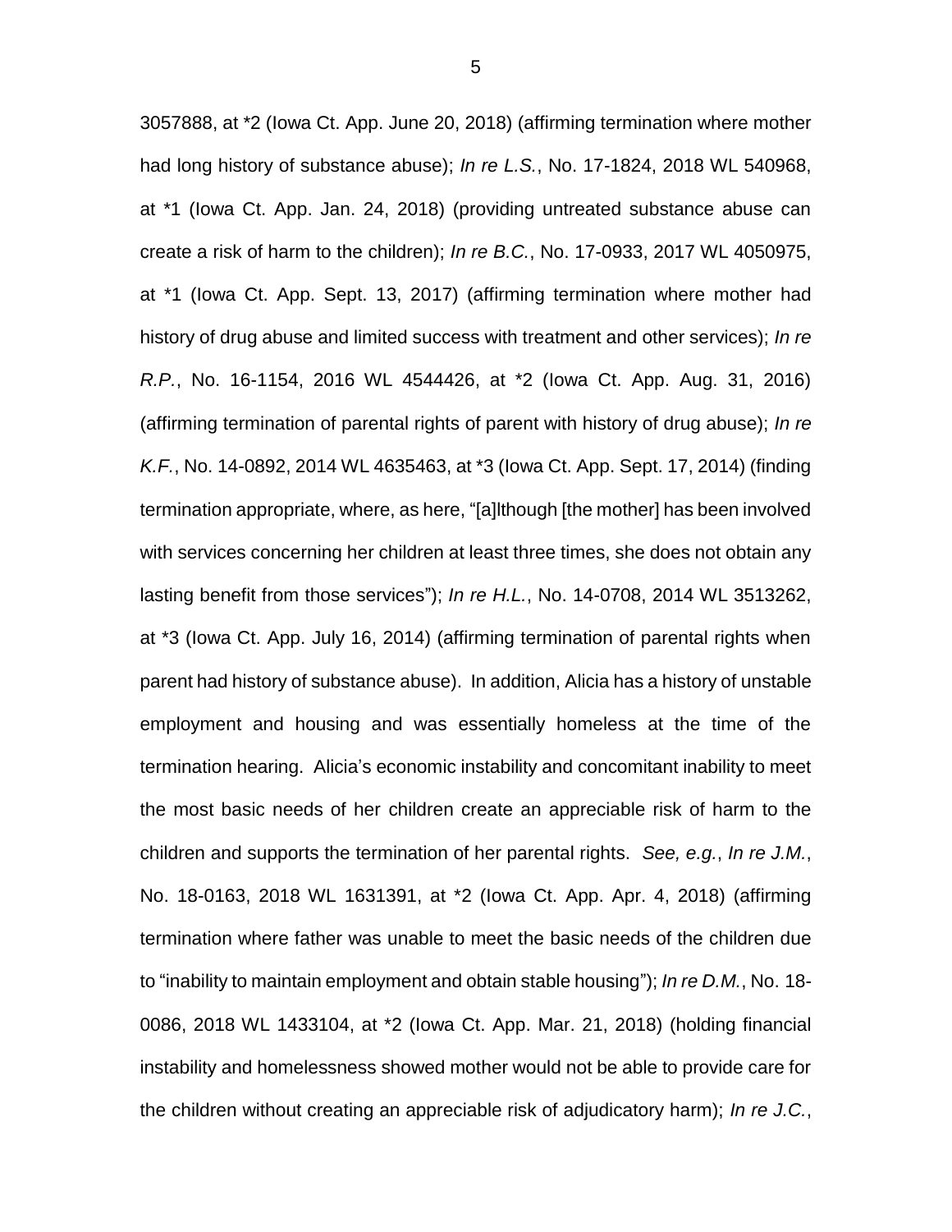3057888, at *2 (Iowa Ct. App. June 20, 2018) (affirming termination where mother had long history of substance abuse); *In re L.S.*, No. 17-1824, 2018 WL 540968, at *1 (Iowa Ct. App. Jan. 24, 2018) (providing untreated substance abuse can create a risk of harm to the children); *In re B.C.*, No. 17-0933, 2017 WL 4050975, at *1 (Iowa Ct. App. Sept. 13, 2017) (affirming termination where mother had history of drug abuse and limited success with treatment and other services); *In re R.P.*, No. 16-1154, 2016 WL 4544426, at *2 (Iowa Ct. App. Aug. 31, 2016) (affirming termination of parental rights of parent with history of drug abuse); *In re K.F.*, No. 14-0892, 2014 WL 4635463, at *3 (Iowa Ct. App. Sept. 17, 2014) (finding termination appropriate, where, as here, "[a]lthough [the mother] has been involved with services concerning her children at least three times, she does not obtain any lasting benefit from those services"); *In re H.L.*, No. 14-0708, 2014 WL 3513262, at *3 (Iowa Ct. App. July 16, 2014) (affirming termination of parental rights when parent had history of substance abuse). In addition, Alicia has a history of unstable employment and housing and was essentially homeless at the time of the termination hearing. Alicia's economic instability and concomitant inability to meet the most basic needs of her children create an appreciable risk of harm to the children and supports the termination of her parental rights. *See, e.g.*, *In re J.M.*, No. 18-0163, 2018 WL 1631391, at *2 (Iowa Ct. App. Apr. 4, 2018) (affirming termination where father was unable to meet the basic needs of the children due to "inability to maintain employment and obtain stable housing"); *In re D.M.*, No. 18-0086, 2018 WL 1433104, at *2 (Iowa Ct. App. Mar. 21, 2018) (holding financial instability and homelessness showed mother would not be able to provide care for the children without creating an appreciable risk of adjudicatory harm); *In re J.C.*,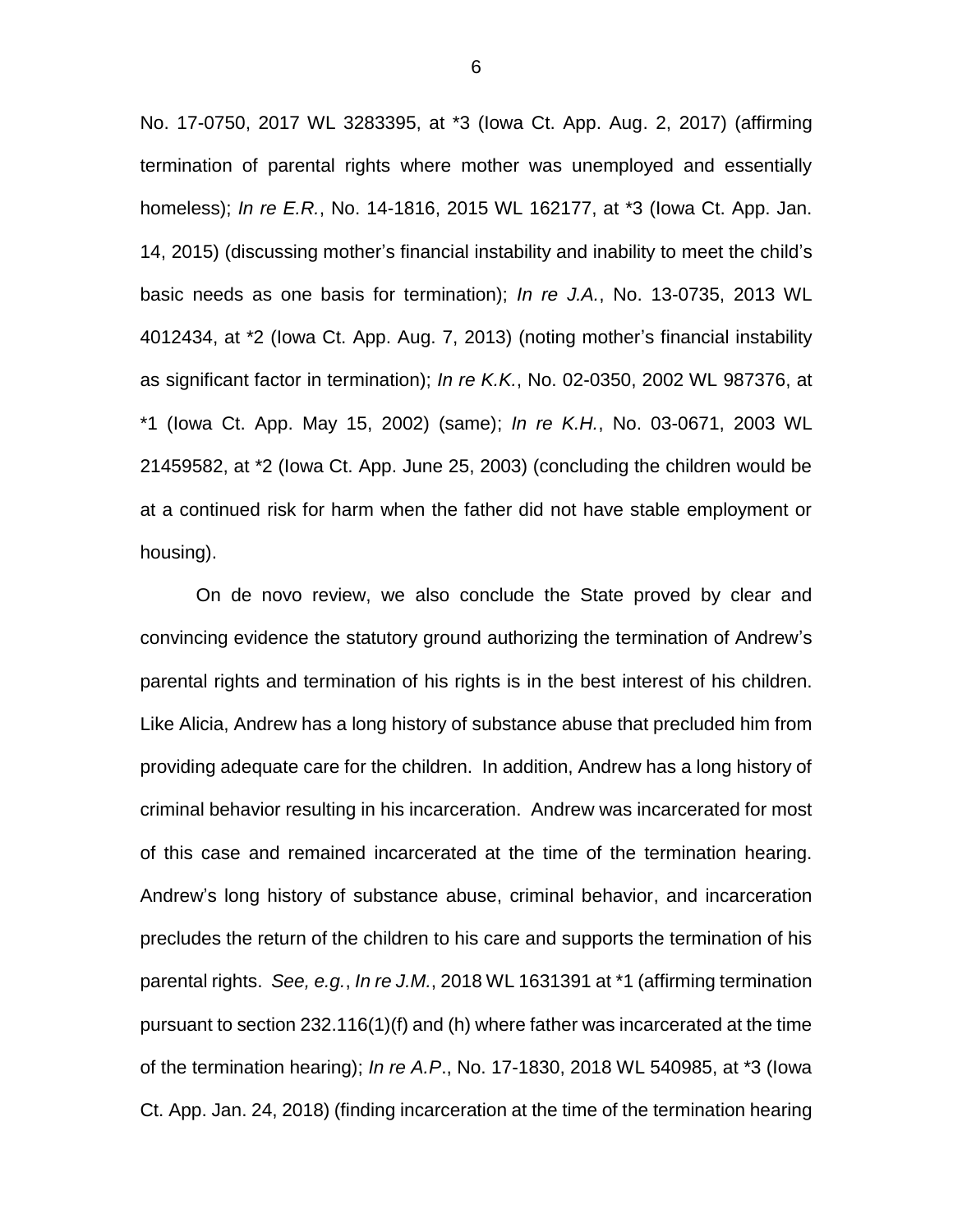No. 17-0750, 2017 WL 3283395, at *3 (Iowa Ct. App. Aug. 2, 2017) (affirming termination of parental rights where mother was unemployed and essentially homeless); *In re E.R.*, No. 14-1816, 2015 WL 162177, at *3 (Iowa Ct. App. Jan. 14, 2015) (discussing mother's financial instability and inability to meet the child's basic needs as one basis for termination); *In re J.A.*, No. 13-0735, 2013 WL 4012434, at *2 (Iowa Ct. App. Aug. 7, 2013) (noting mother's financial instability as significant factor in termination); *In re K.K.*, No. 02-0350, 2002 WL 987376, at *1 (Iowa Ct. App. May 15, 2002) (same); *In re K.H.*, No. 03-0671, 2003 WL 21459582, at *2 (Iowa Ct. App. June 25, 2003) (concluding the children would be at a continued risk for harm when the father did not have stable employment or housing).

On de novo review, we also conclude the State proved by clear and convincing evidence the statutory ground authorizing the termination of Andrew's parental rights and termination of his rights is in the best interest of his children. Like Alicia, Andrew has a long history of substance abuse that precluded him from providing adequate care for the children. In addition, Andrew has a long history of criminal behavior resulting in his incarceration. Andrew was incarcerated for most of this case and remained incarcerated at the time of the termination hearing. Andrew's long history of substance abuse, criminal behavior, and incarceration precludes the return of the children to his care and supports the termination of his parental rights. *See, e.g.*, *In re J.M.*, 2018 WL 1631391 at *1 (affirming termination pursuant to section 232.116(1)(f) and (h) where father was incarcerated at the time of the termination hearing); *In re A.P.*, No. 17-1830, 2018 WL 540985, at *3 (Iowa Ct. App. Jan. 24, 2018) (finding incarceration at the time of the termination hearing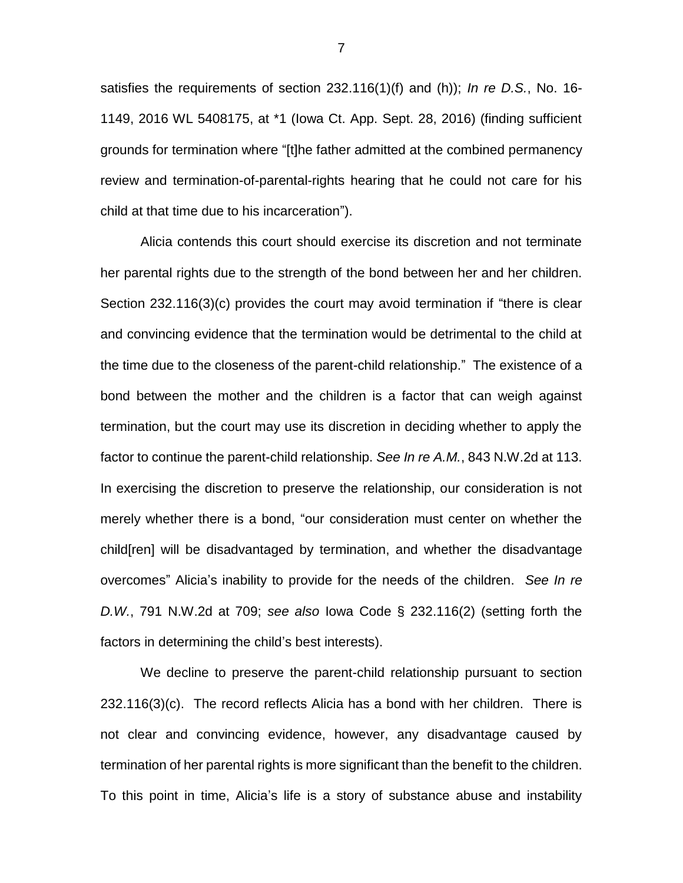satisfies the requirements of section 232.116(1)(f) and (h)); *In re D.S.*, No. 16-1149, 2016 WL 5408175, at *1 (Iowa Ct. App. Sept. 28, 2016) (finding sufficient grounds for termination where "[t]he father admitted at the combined permanency review and termination-of-parental-rights hearing that he could not care for his child at that time due to his incarceration").

Alicia contends this court should exercise its discretion and not terminate her parental rights due to the strength of the bond between her and her children. Section 232.116(3)(c) provides the court may avoid termination if "there is clear and convincing evidence that the termination would be detrimental to the child at the time due to the closeness of the parent-child relationship." The existence of a bond between the mother and the children is a factor that can weigh against termination, but the court may use its discretion in deciding whether to apply the factor to continue the parent-child relationship. *See In re A.M.*, 843 N.W.2d at 113. In exercising the discretion to preserve the relationship, our consideration is not merely whether there is a bond, "our consideration must center on whether the child[ren] will be disadvantaged by termination, and whether the disadvantage overcomes" Alicia's inability to provide for the needs of the children. *See In re D.W.*, 791 N.W.2d at 709; *see also* Iowa Code § 232.116(2) (setting forth the factors in determining the child's best interests).

We decline to preserve the parent-child relationship pursuant to section 232.116(3)(c). The record reflects Alicia has a bond with her children. There is not clear and convincing evidence, however, any disadvantage caused by termination of her parental rights is more significant than the benefit to the children. To this point in time, Alicia's life is a story of substance abuse and instability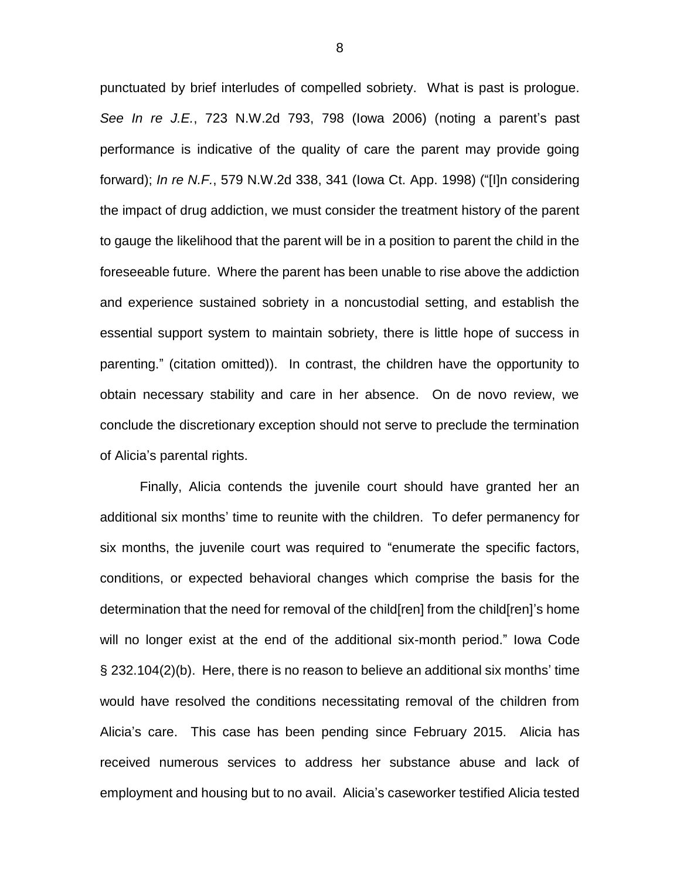punctuated by brief interludes of compelled sobriety. What is past is prologue. *See In re J.E.*, 723 N.W.2d 793, 798 (Iowa 2006) (noting a parent's past performance is indicative of the quality of care the parent may provide going forward); *In re N.F.*, 579 N.W.2d 338, 341 (Iowa Ct. App. 1998) ("[I]n considering the impact of drug addiction, we must consider the treatment history of the parent to gauge the likelihood that the parent will be in a position to parent the child in the foreseeable future. Where the parent has been unable to rise above the addiction and experience sustained sobriety in a noncustodial setting, and establish the essential support system to maintain sobriety, there is little hope of success in parenting." (citation omitted)). In contrast, the children have the opportunity to obtain necessary stability and care in her absence. On de novo review, we conclude the discretionary exception should not serve to preclude the termination of Alicia's parental rights.

Finally, Alicia contends the juvenile court should have granted her an additional six months' time to reunite with the children. To defer permanency for six months, the juvenile court was required to "enumerate the specific factors, conditions, or expected behavioral changes which comprise the basis for the determination that the need for removal of the child[ren] from the child[ren]'s home will no longer exist at the end of the additional six-month period." Iowa Code § 232.104(2)(b). Here, there is no reason to believe an additional six months' time would have resolved the conditions necessitating removal of the children from Alicia's care. This case has been pending since February 2015. Alicia has received numerous services to address her substance abuse and lack of employment and housing but to no avail. Alicia's caseworker testified Alicia tested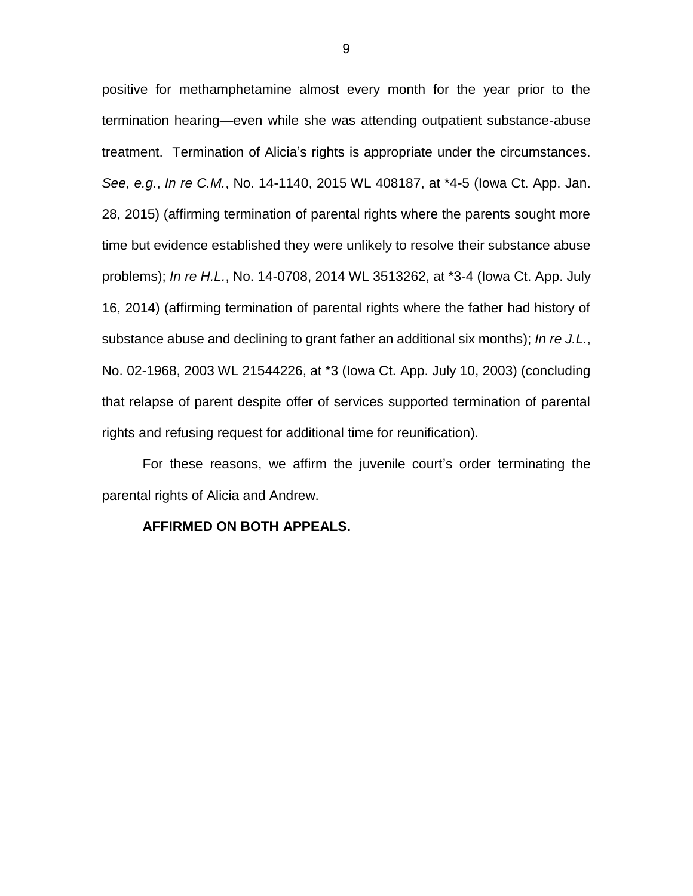positive for methamphetamine almost every month for the year prior to the termination hearing—even while she was attending outpatient substance-abuse treatment. Termination of Alicia's rights is appropriate under the circumstances. *See, e.g.*, *In re C.M.*, No. 14-1140, 2015 WL 408187, at *4-5 (Iowa Ct. App. Jan. 28, 2015) (affirming termination of parental rights where the parents sought more time but evidence established they were unlikely to resolve their substance abuse problems); *In re H.L.*, No. 14-0708, 2014 WL 3513262, at *3-4 (Iowa Ct. App. July 16, 2014) (affirming termination of parental rights where the father had history of substance abuse and declining to grant father an additional six months); *In re J.L.*, No. 02-1968, 2003 WL 21544226, at *3 (Iowa Ct. App. July 10, 2003) (concluding that relapse of parent despite offer of services supported termination of parental rights and refusing request for additional time for reunification).

For these reasons, we affirm the juvenile court's order terminating the parental rights of Alicia and Andrew.

**AFFIRMED ON BOTH APPEALS.**